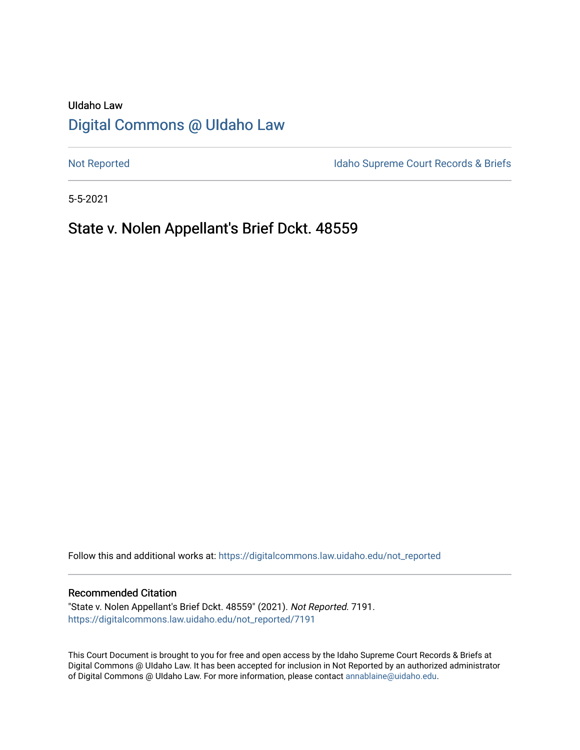UIdaho Law

# Digital Commons @ UIdaho Law

Not Reported

Idaho Supreme Court Records & Briefs

5-5-2021

## State v. Nolen Appellant's Brief Dckt. 48559

Follow this and additional works at: https://digitalcommons.law.uidaho.edu/not_reported

### Recommended Citation

"State v. Nolen Appellant's Brief Dckt. 48559" (2021). *Not Reported*. 7191.
https://digitalcommons.law.uidaho.edu/not_reported/7191

This Court Document is brought to you for free and open access by the Idaho Supreme Court Records & Briefs at Digital Commons @ UIdaho Law. It has been accepted for inclusion in Not Reported by an authorized administrator of Digital Commons @ UIdaho Law. For more information, please contact annablaine@uidaho.edu.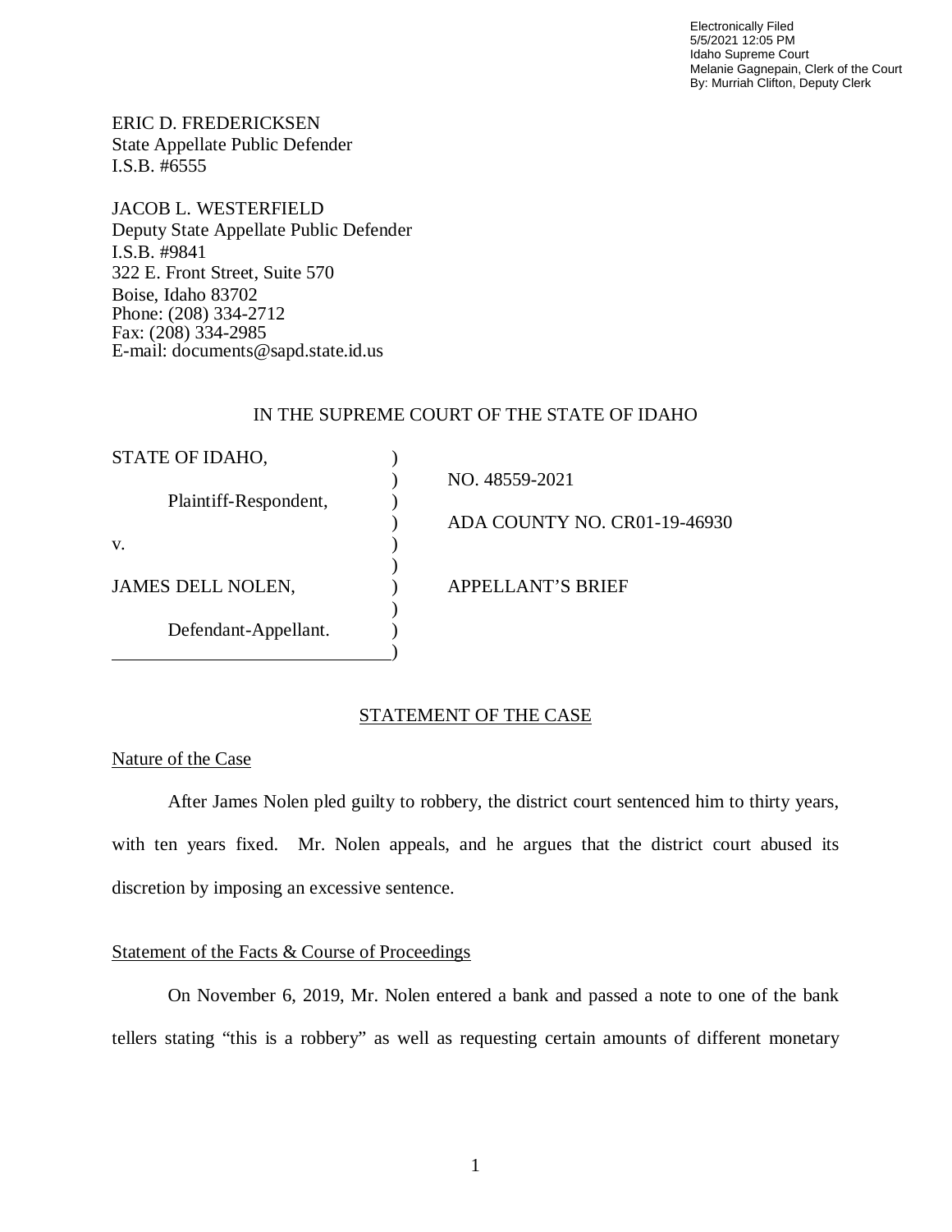Electronically Filed
5/5/2021 12:05 PM
Idaho Supreme Court
Melanie Gagnepain, Clerk of the Court
By: Murriah Clifton, Deputy Clerk

ERIC D. FREDERICKSEN
State Appellate Public Defender
I.S.B. #6555

JACOB L. WESTERFIELD
Deputy State Appellate Public Defender
I.S.B. #9841
322 E. Front Street, Suite 570
Boise, Idaho 83702
Phone: (208) 334-2712
Fax: (208) 334-2985
E-mail: documents@sapd.state.id.us

IN THE SUPREME COURT OF THE STATE OF IDAHO

| | |
|---|---|
| STATE OF IDAHO, ) | |
| ) | NO. 48559-2021 |
| Plaintiff-Respondent, ) | |
| ) | ADA COUNTY NO. CR01-19-46930 |
| v. ) | |
| ) | |
| JAMES DELL NOLEN, ) | APPELLANT'S BRIEF |
| ) | |
| Defendant-Appellant. ) | |

## STATEMENT OF THE CASE

### Nature of the Case

After James Nolen pled guilty to robbery, the district court sentenced him to thirty years, with ten years fixed. Mr. Nolen appeals, and he argues that the district court abused its discretion by imposing an excessive sentence.

### Statement of the Facts & Course of Proceedings

On November 6, 2019, Mr. Nolen entered a bank and passed a note to one of the bank tellers stating "this is a robbery" as well as requesting certain amounts of different monetary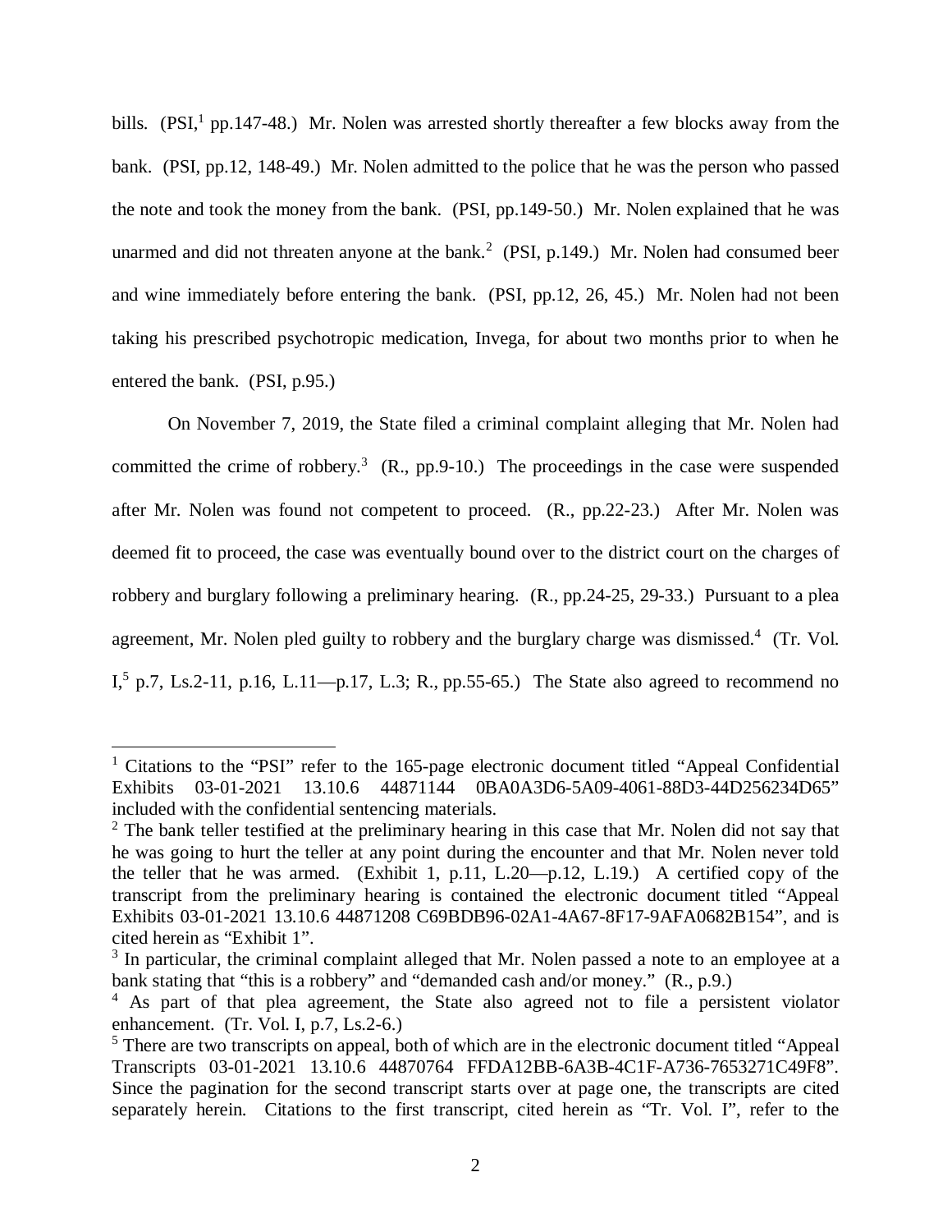bills. (PSI,[1] pp.147-48.) Mr. Nolen was arrested shortly thereafter a few blocks away from the bank. (PSI, pp.12, 148-49.) Mr. Nolen admitted to the police that he was the person who passed the note and took the money from the bank. (PSI, pp.149-50.) Mr. Nolen explained that he was unarmed and did not threaten anyone at the bank.[2] (PSI, p.149.) Mr. Nolen had consumed beer and wine immediately before entering the bank. (PSI, pp.12, 26, 45.) Mr. Nolen had not been taking his prescribed psychotropic medication, Invega, for about two months prior to when he entered the bank. (PSI, p.95.)

On November 7, 2019, the State filed a criminal complaint alleging that Mr. Nolen had committed the crime of robbery.[3] (R., pp.9-10.) The proceedings in the case were suspended after Mr. Nolen was found not competent to proceed. (R., pp.22-23.) After Mr. Nolen was deemed fit to proceed, the case was eventually bound over to the district court on the charges of robbery and burglary following a preliminary hearing. (R., pp.24-25, 29-33.) Pursuant to a plea agreement, Mr. Nolen pled guilty to robbery and the burglary charge was dismissed.[4] (Tr. Vol. I,[5] p.7, Ls.2-11, p.16, L.11—p.17, L.3; R., pp.55-65.) The State also agreed to recommend no

---

[1] Citations to the "PSI" refer to the 165-page electronic document titled "Appeal Confidential Exhibits 03-01-2021 13.10.6 44871144 0BA0A3D6-5A09-4061-88D3-44D256234D65" included with the confidential sentencing materials.

[2] The bank teller testified at the preliminary hearing in this case that Mr. Nolen did not say that he was going to hurt the teller at any point during the encounter and that Mr. Nolen never told the teller that he was armed. (Exhibit 1, p.11, L.20—p.12, L.19.) A certified copy of the transcript from the preliminary hearing is contained the electronic document titled "Appeal Exhibits 03-01-2021 13.10.6 44871208 C69BDB96-02A1-4A67-8F17-9AFA0682B154", and is cited herein as "Exhibit 1".

[3] In particular, the criminal complaint alleged that Mr. Nolen passed a note to an employee at a bank stating that "this is a robbery" and "demanded cash and/or money." (R., p.9.)

[4] As part of that plea agreement, the State also agreed not to file a persistent violator enhancement. (Tr. Vol. I, p.7, Ls.2-6.)

[5] There are two transcripts on appeal, both of which are in the electronic document titled "Appeal Transcripts 03-01-2021 13.10.6 44870764 FFDA12BB-6A3B-4C1F-A736-7653271C49F8". Since the pagination for the second transcript starts over at page one, the transcripts are cited separately herein. Citations to the first transcript, cited herein as "Tr. Vol. I", refer to the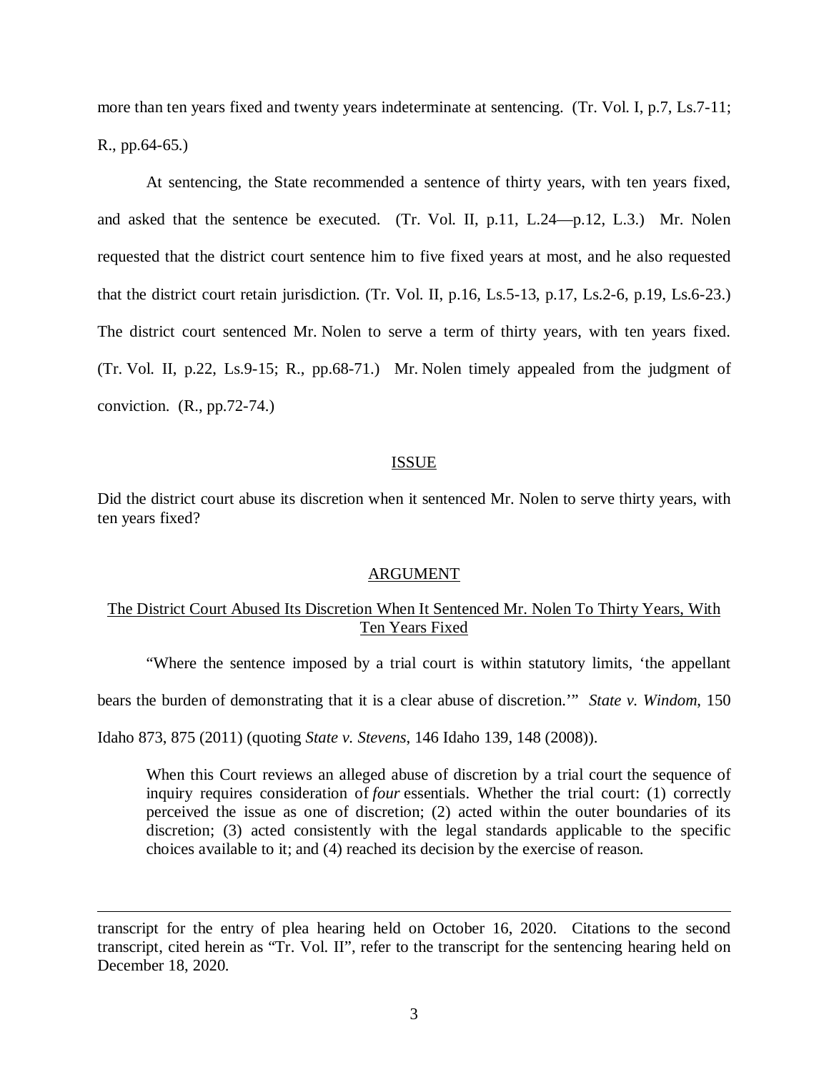more than ten years fixed and twenty years indeterminate at sentencing. (Tr. Vol. I, p.7, Ls.7-11; R., pp.64-65.)

At sentencing, the State recommended a sentence of thirty years, with ten years fixed, and asked that the sentence be executed. (Tr. Vol. II, p.11, L.24—p.12, L.3.) Mr. Nolen requested that the district court sentence him to five fixed years at most, and he also requested that the district court retain jurisdiction. (Tr. Vol. II, p.16, Ls.5-13, p.17, Ls.2-6, p.19, Ls.6-23.) The district court sentenced Mr. Nolen to serve a term of thirty years, with ten years fixed. (Tr. Vol. II, p.22, Ls.9-15; R., pp.68-71.) Mr. Nolen timely appealed from the judgment of conviction. (R., pp.72-74.)

## ISSUE

Did the district court abuse its discretion when it sentenced Mr. Nolen to serve thirty years, with ten years fixed?

## ARGUMENT

### The District Court Abused Its Discretion When It Sentenced Mr. Nolen To Thirty Years, With Ten Years Fixed

"Where the sentence imposed by a trial court is within statutory limits, 'the appellant bears the burden of demonstrating that it is a clear abuse of discretion.'" *State v. Windom*, 150 Idaho 873, 875 (2011) (quoting *State v. Stevens*, 146 Idaho 139, 148 (2008)).

> When this Court reviews an alleged abuse of discretion by a trial court the sequence of inquiry requires consideration of *four* essentials. Whether the trial court: (1) correctly perceived the issue as one of discretion; (2) acted within the outer boundaries of its discretion; (3) acted consistently with the legal standards applicable to the specific choices available to it; and (4) reached its decision by the exercise of reason.

---

transcript for the entry of plea hearing held on October 16, 2020. Citations to the second transcript, cited herein as "Tr. Vol. II", refer to the transcript for the sentencing hearing held on December 18, 2020.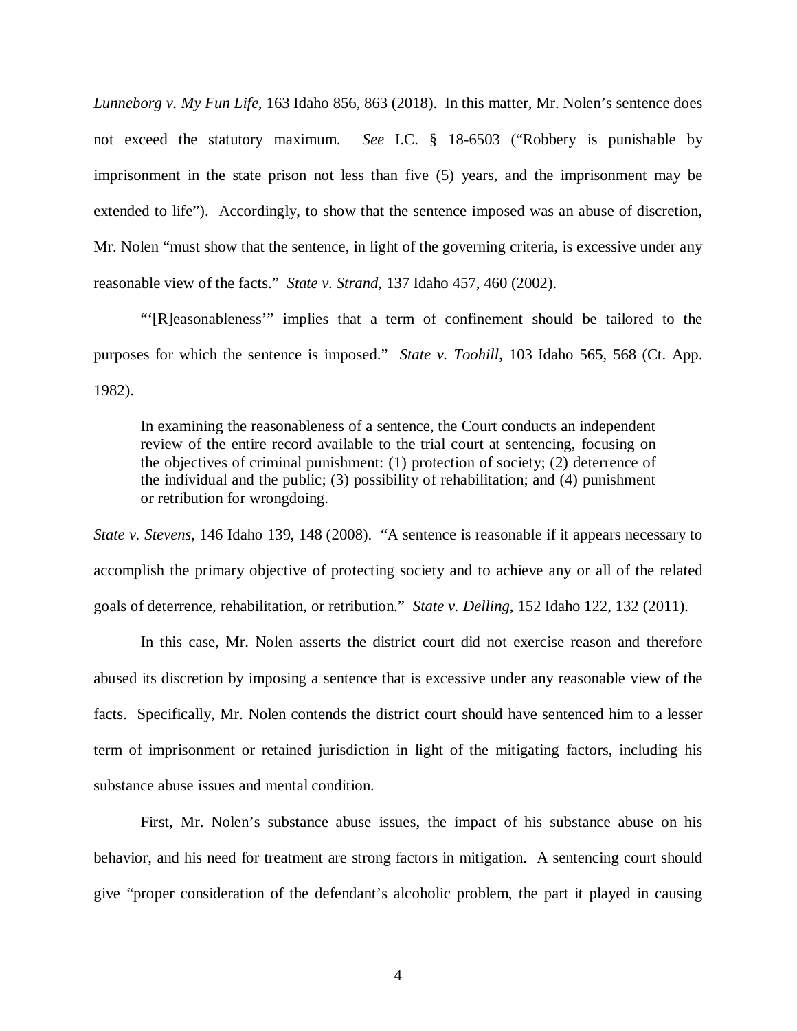*Lunneborg v. My Fun Life*, 163 Idaho 856, 863 (2018). In this matter, Mr. Nolen's sentence does not exceed the statutory maximum. *See* I.C. § 18-6503 ("Robbery is punishable by imprisonment in the state prison not less than five (5) years, and the imprisonment may be extended to life"). Accordingly, to show that the sentence imposed was an abuse of discretion, Mr. Nolen "must show that the sentence, in light of the governing criteria, is excessive under any reasonable view of the facts." *State v. Strand*, 137 Idaho 457, 460 (2002).

"'[R]easonableness'" implies that a term of confinement should be tailored to the purposes for which the sentence is imposed." *State v. Toohill*, 103 Idaho 565, 568 (Ct. App. 1982).

> In examining the reasonableness of a sentence, the Court conducts an independent review of the entire record available to the trial court at sentencing, focusing on the objectives of criminal punishment: (1) protection of society; (2) deterrence of the individual and the public; (3) possibility of rehabilitation; and (4) punishment or retribution for wrongdoing.

*State v. Stevens*, 146 Idaho 139, 148 (2008). "A sentence is reasonable if it appears necessary to accomplish the primary objective of protecting society and to achieve any or all of the related goals of deterrence, rehabilitation, or retribution." *State v. Delling*, 152 Idaho 122, 132 (2011).

In this case, Mr. Nolen asserts the district court did not exercise reason and therefore abused its discretion by imposing a sentence that is excessive under any reasonable view of the facts. Specifically, Mr. Nolen contends the district court should have sentenced him to a lesser term of imprisonment or retained jurisdiction in light of the mitigating factors, including his substance abuse issues and mental condition.

First, Mr. Nolen's substance abuse issues, the impact of his substance abuse on his behavior, and his need for treatment are strong factors in mitigation. A sentencing court should give "proper consideration of the defendant's alcoholic problem, the part it played in causing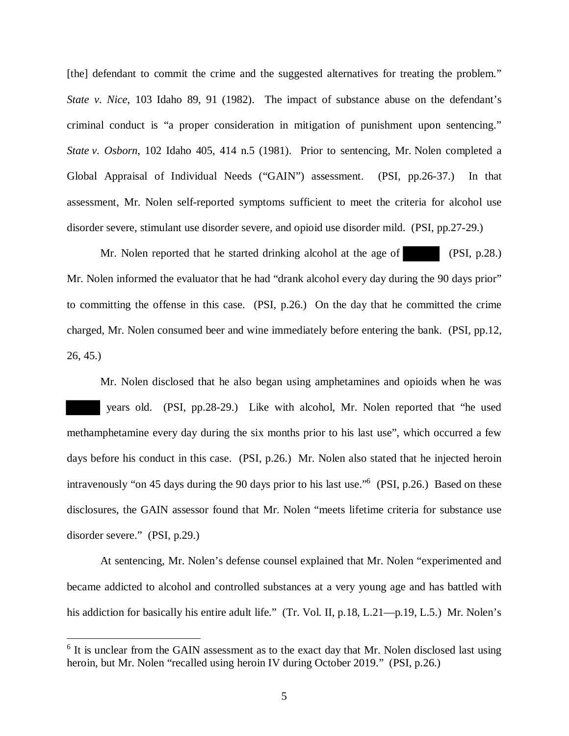[the] defendant to commit the crime and the suggested alternatives for treating the problem." *State v. Nice*, 103 Idaho 89, 91 (1982). The impact of substance abuse on the defendant's criminal conduct is "a proper consideration in mitigation of punishment upon sentencing." *State v. Osborn*, 102 Idaho 405, 414 n.5 (1981). Prior to sentencing, Mr. Nolen completed a Global Appraisal of Individual Needs ("GAIN") assessment. (PSI, pp.26-37.) In that assessment, Mr. Nolen self-reported symptoms sufficient to meet the criteria for alcohol use disorder severe, stimulant use disorder severe, and opioid use disorder mild. (PSI, pp.27-29.)

Mr. Nolen reported that he started drinking alcohol at the age of ██████ (PSI, p.28.) Mr. Nolen informed the evaluator that he had "drank alcohol every day during the 90 days prior" to committing the offense in this case. (PSI, p.26.) On the day that he committed the crime charged, Mr. Nolen consumed beer and wine immediately before entering the bank. (PSI, pp.12, 26, 45.)

Mr. Nolen disclosed that he also began using amphetamines and opioids when he was ██████ years old. (PSI, pp.28-29.) Like with alcohol, Mr. Nolen reported that "he used methamphetamine every day during the six months prior to his last use", which occurred a few days before his conduct in this case. (PSI, p.26.) Mr. Nolen also stated that he injected heroin intravenously "on 45 days during the 90 days prior to his last use."[6] (PSI, p.26.) Based on these disclosures, the GAIN assessor found that Mr. Nolen "meets lifetime criteria for substance use disorder severe." (PSI, p.29.)

At sentencing, Mr. Nolen's defense counsel explained that Mr. Nolen "experimented and became addicted to alcohol and controlled substances at a very young age and has battled with his addiction for basically his entire adult life." (Tr. Vol. II, p.18, L.21—p.19, L.5.) Mr. Nolen's

---

[6] It is unclear from the GAIN assessment as to the exact day that Mr. Nolen disclosed last using heroin, but Mr. Nolen "recalled using heroin IV during October 2019." (PSI, p.26.)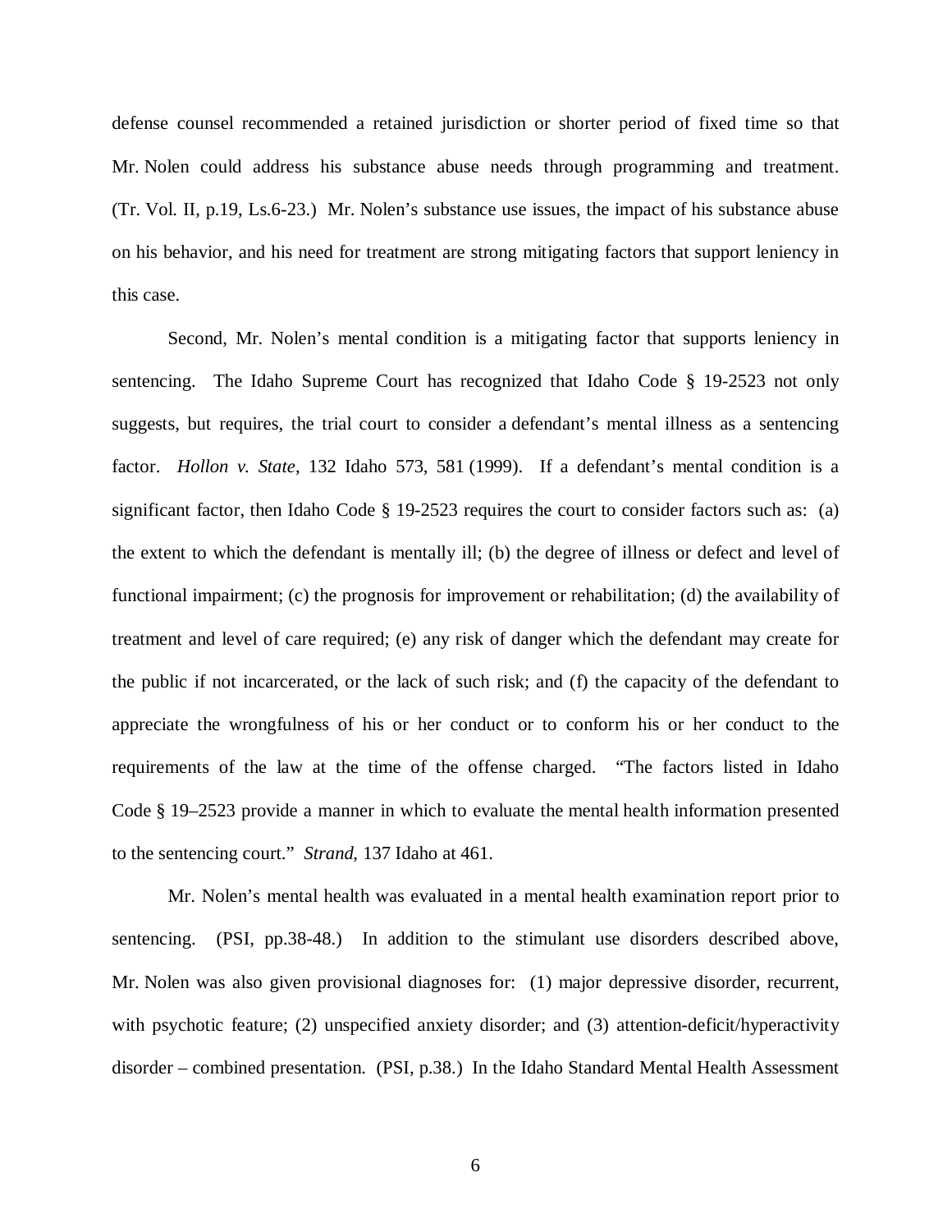defense counsel recommended a retained jurisdiction or shorter period of fixed time so that Mr. Nolen could address his substance abuse needs through programming and treatment. (Tr. Vol. II, p.19, Ls.6-23.) Mr. Nolen's substance use issues, the impact of his substance abuse on his behavior, and his need for treatment are strong mitigating factors that support leniency in this case.

Second, Mr. Nolen's mental condition is a mitigating factor that supports leniency in sentencing. The Idaho Supreme Court has recognized that Idaho Code § 19-2523 not only suggests, but requires, the trial court to consider a defendant's mental illness as a sentencing factor. *Hollon v. State*, 132 Idaho 573, 581 (1999). If a defendant's mental condition is a significant factor, then Idaho Code § 19-2523 requires the court to consider factors such as: (a) the extent to which the defendant is mentally ill; (b) the degree of illness or defect and level of functional impairment; (c) the prognosis for improvement or rehabilitation; (d) the availability of treatment and level of care required; (e) any risk of danger which the defendant may create for the public if not incarcerated, or the lack of such risk; and (f) the capacity of the defendant to appreciate the wrongfulness of his or her conduct or to conform his or her conduct to the requirements of the law at the time of the offense charged. "The factors listed in Idaho Code § 19–2523 provide a manner in which to evaluate the mental health information presented to the sentencing court." *Strand*, 137 Idaho at 461.

Mr. Nolen's mental health was evaluated in a mental health examination report prior to sentencing. (PSI, pp.38-48.) In addition to the stimulant use disorders described above, Mr. Nolen was also given provisional diagnoses for: (1) major depressive disorder, recurrent, with psychotic feature; (2) unspecified anxiety disorder; and (3) attention-deficit/hyperactivity disorder – combined presentation. (PSI, p.38.) In the Idaho Standard Mental Health Assessment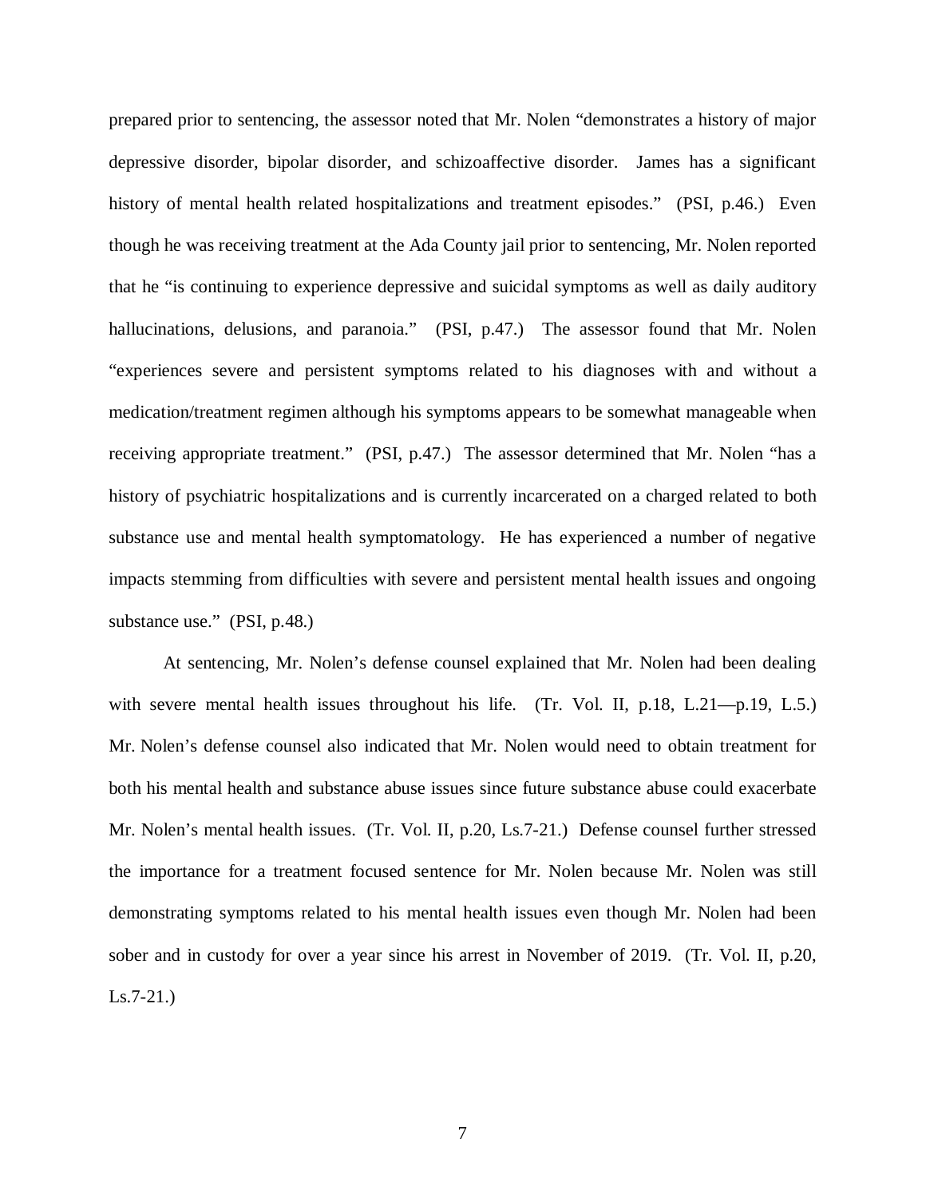prepared prior to sentencing, the assessor noted that Mr. Nolen "demonstrates a history of major depressive disorder, bipolar disorder, and schizoaffective disorder. James has a significant history of mental health related hospitalizations and treatment episodes." (PSI, p.46.) Even though he was receiving treatment at the Ada County jail prior to sentencing, Mr. Nolen reported that he "is continuing to experience depressive and suicidal symptoms as well as daily auditory hallucinations, delusions, and paranoia." (PSI, p.47.) The assessor found that Mr. Nolen "experiences severe and persistent symptoms related to his diagnoses with and without a medication/treatment regimen although his symptoms appears to be somewhat manageable when receiving appropriate treatment." (PSI, p.47.) The assessor determined that Mr. Nolen "has a history of psychiatric hospitalizations and is currently incarcerated on a charged related to both substance use and mental health symptomatology. He has experienced a number of negative impacts stemming from difficulties with severe and persistent mental health issues and ongoing substance use." (PSI, p.48.)

At sentencing, Mr. Nolen's defense counsel explained that Mr. Nolen had been dealing with severe mental health issues throughout his life. (Tr. Vol. II, p.18, L.21—p.19, L.5.) Mr. Nolen's defense counsel also indicated that Mr. Nolen would need to obtain treatment for both his mental health and substance abuse issues since future substance abuse could exacerbate Mr. Nolen's mental health issues. (Tr. Vol. II, p.20, Ls.7-21.) Defense counsel further stressed the importance for a treatment focused sentence for Mr. Nolen because Mr. Nolen was still demonstrating symptoms related to his mental health issues even though Mr. Nolen had been sober and in custody for over a year since his arrest in November of 2019. (Tr. Vol. II, p.20, Ls.7-21.)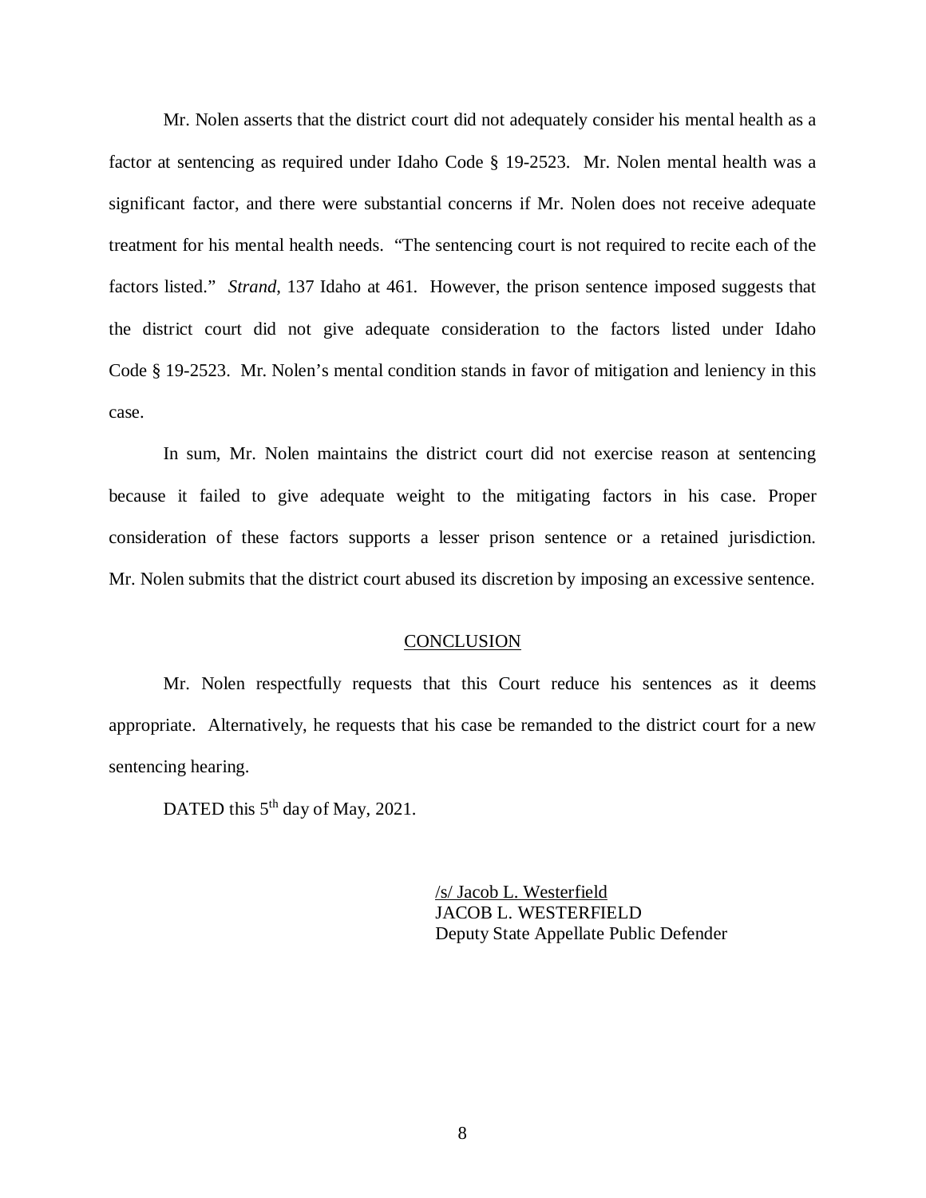Mr. Nolen asserts that the district court did not adequately consider his mental health as a factor at sentencing as required under Idaho Code § 19-2523. Mr. Nolen mental health was a significant factor, and there were substantial concerns if Mr. Nolen does not receive adequate treatment for his mental health needs. "The sentencing court is not required to recite each of the factors listed." *Strand*, 137 Idaho at 461. However, the prison sentence imposed suggests that the district court did not give adequate consideration to the factors listed under Idaho Code § 19-2523. Mr. Nolen's mental condition stands in favor of mitigation and leniency in this case.

In sum, Mr. Nolen maintains the district court did not exercise reason at sentencing because it failed to give adequate weight to the mitigating factors in his case. Proper consideration of these factors supports a lesser prison sentence or a retained jurisdiction. Mr. Nolen submits that the district court abused its discretion by imposing an excessive sentence.

## CONCLUSION

Mr. Nolen respectfully requests that this Court reduce his sentences as it deems appropriate. Alternatively, he requests that his case be remanded to the district court for a new sentencing hearing.

DATED this 5th day of May, 2021.

/s/ Jacob L. Westerfield
JACOB L. WESTERFIELD
Deputy State Appellate Public Defender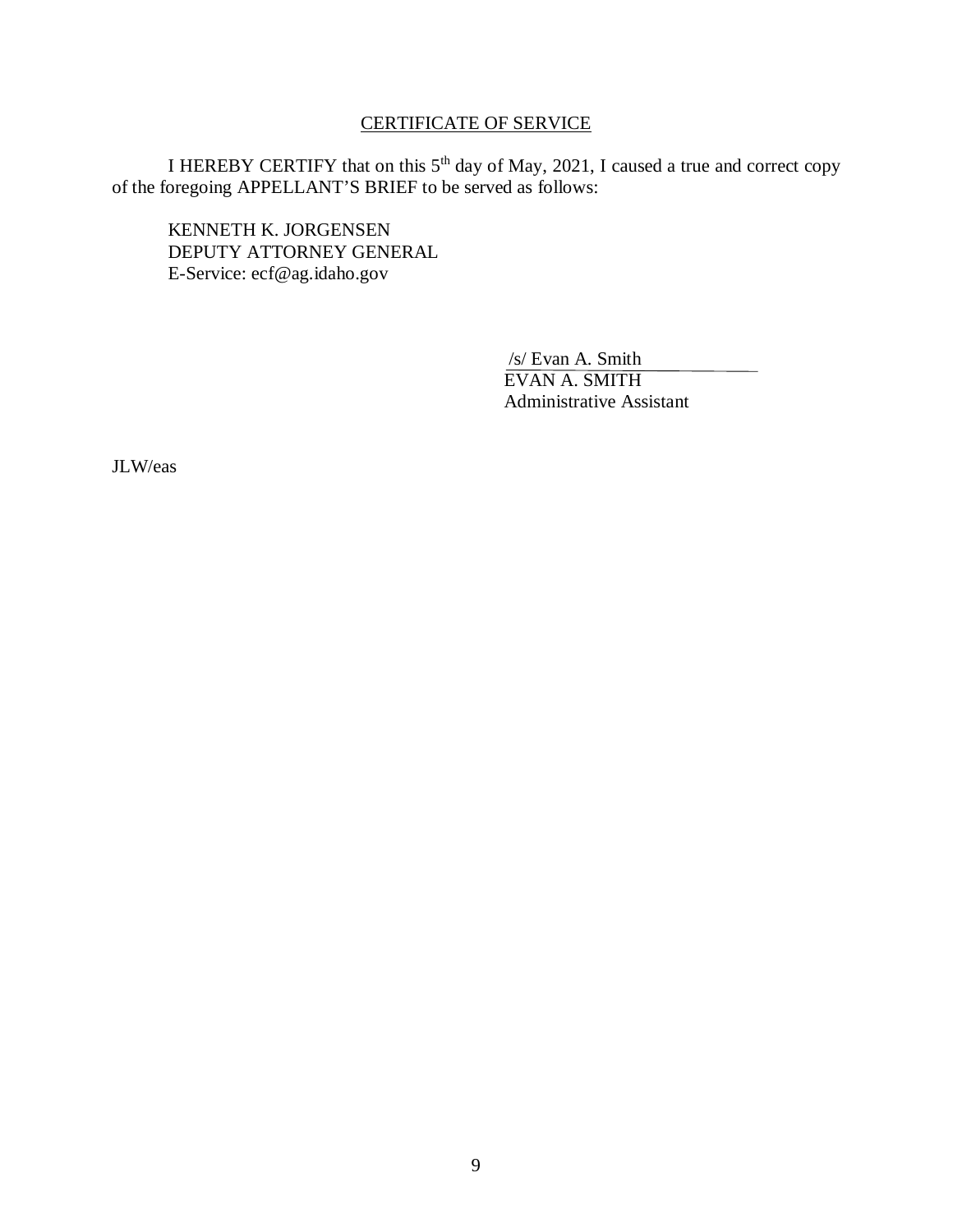## CERTIFICATE OF SERVICE

I HEREBY CERTIFY that on this 5th day of May, 2021, I caused a true and correct copy of the foregoing APPELLANT'S BRIEF to be served as follows:

KENNETH K. JORGENSEN
DEPUTY ATTORNEY GENERAL
E-Service: ecf@ag.idaho.gov

/s/ Evan A. Smith
EVAN A. SMITH
Administrative Assistant

JLW/eas